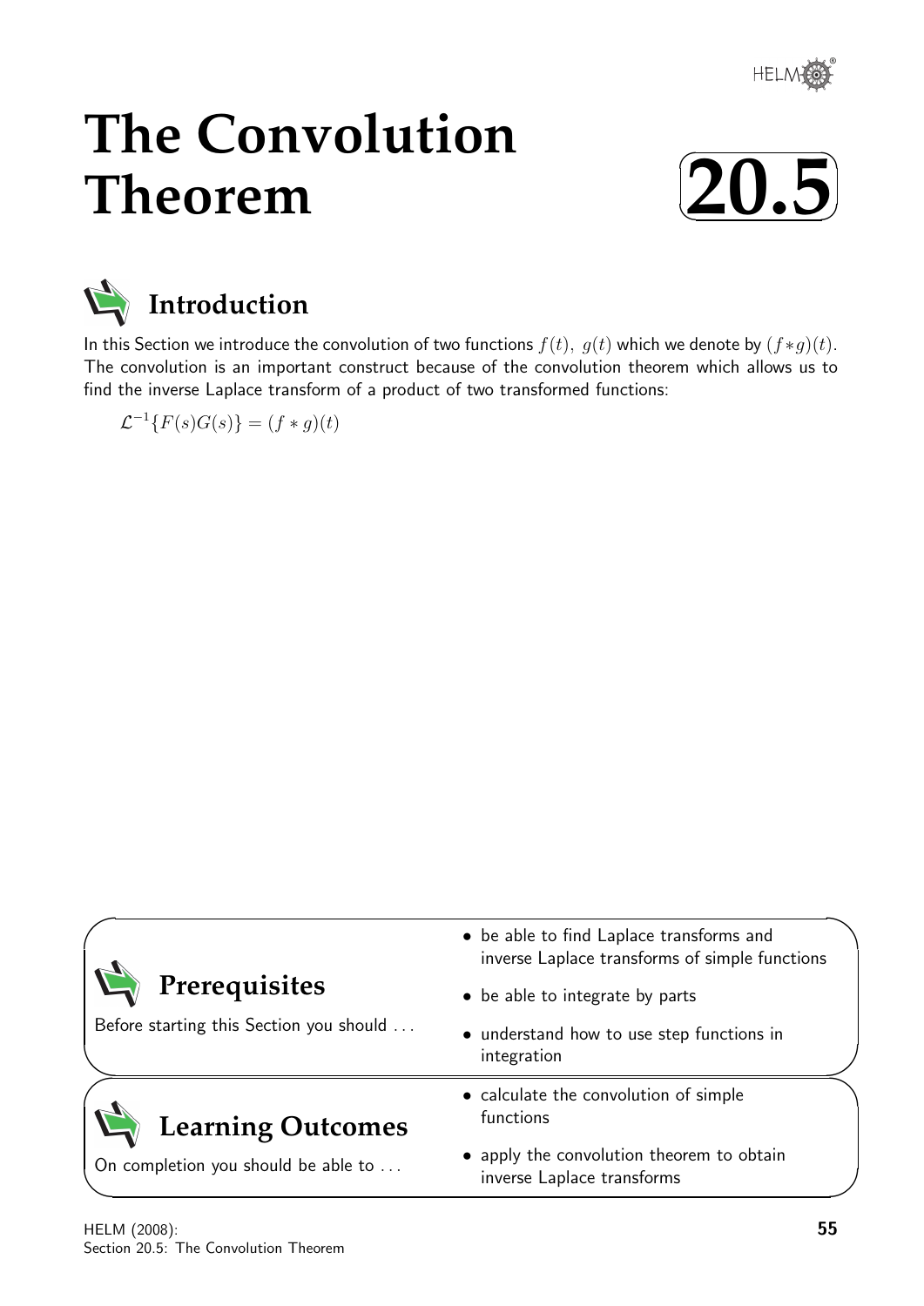# The Convolution Theorem

# 20.5

## Introduction

In this Section we introduce the convolution of two functions $f(t),\ g(t)$ which we denote by $(f*g)(t)$. The convolution is an important construct because of the convolution theorem which allows us to find the inverse Laplace transform of a product of two transformed functions:

$$\mathcal{L}^{-1}\{F(s)G(s)\} = (f*g)(t)$$

## Prerequisites

Before starting this Section you should ...

- be able to find Laplace transforms and inverse Laplace transforms of simple functions
- be able to integrate by parts
- understand how to use step functions in integration

## Learning Outcomes

On completion you should be able to ...

- calculate the convolution of simple functions
- apply the convolution theorem to obtain inverse Laplace transforms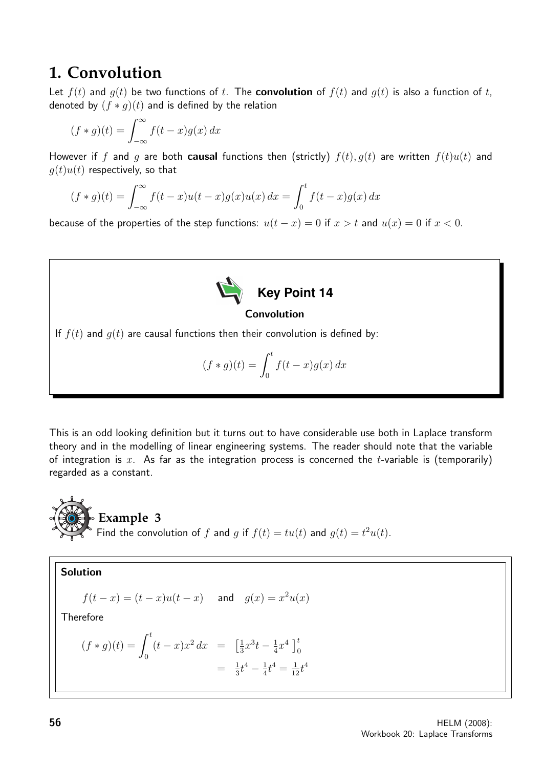# 1. Convolution

Let $f(t)$ and $g(t)$ be two functions of $t$. The **convolution** of $f(t)$ and $g(t)$ is also a function of $t$, denoted by $(f*g)(t)$ and is defined by the relation

$$(f*g)(t) = \int_{-\infty}^{\infty} f(t-x)g(x)\,dx$$

However if $f$ and $g$ are both **causal** functions then (strictly) $f(t), g(t)$ are written $f(t)u(t)$ and $g(t)u(t)$ respectively, so that

$$(f*g)(t) = \int_{-\infty}^{\infty} f(t-x)u(t-x)g(x)u(x)\,dx = \int_0^t f(t-x)g(x)\,dx$$

because of the properties of the step functions: $u(t-x) = 0$ if $x > t$ and $u(x) = 0$ if $x < 0$.

**Key Point 14**

**Convolution**

If $f(t)$ and $g(t)$ are causal functions then their convolution is defined by:

$$(f*g)(t) = \int_0^t f(t-x)g(x)\,dx$$

This is an odd looking definition but it turns out to have considerable use both in Laplace transform theory and in the modelling of linear engineering systems. The reader should note that the variable of integration is $x$. As far as the integration process is concerned the $t$-variable is (temporarily) regarded as a constant.

## Example 3

Find the convolution of $f$ and $g$ if $f(t) = tu(t)$ and $g(t) = t^2u(t)$.

**Solution**

$$f(t-x) = (t-x)u(t-x) \quad \text{and} \quad g(x) = x^2u(x)$$

Therefore

$$(f*g)(t) = \int_0^t (t-x)x^2\,dx = \left[\tfrac{1}{3}x^3t - \tfrac{1}{4}x^4\right]_0^t = \tfrac{1}{3}t^4 - \tfrac{1}{4}t^4 = \tfrac{1}{12}t^4$$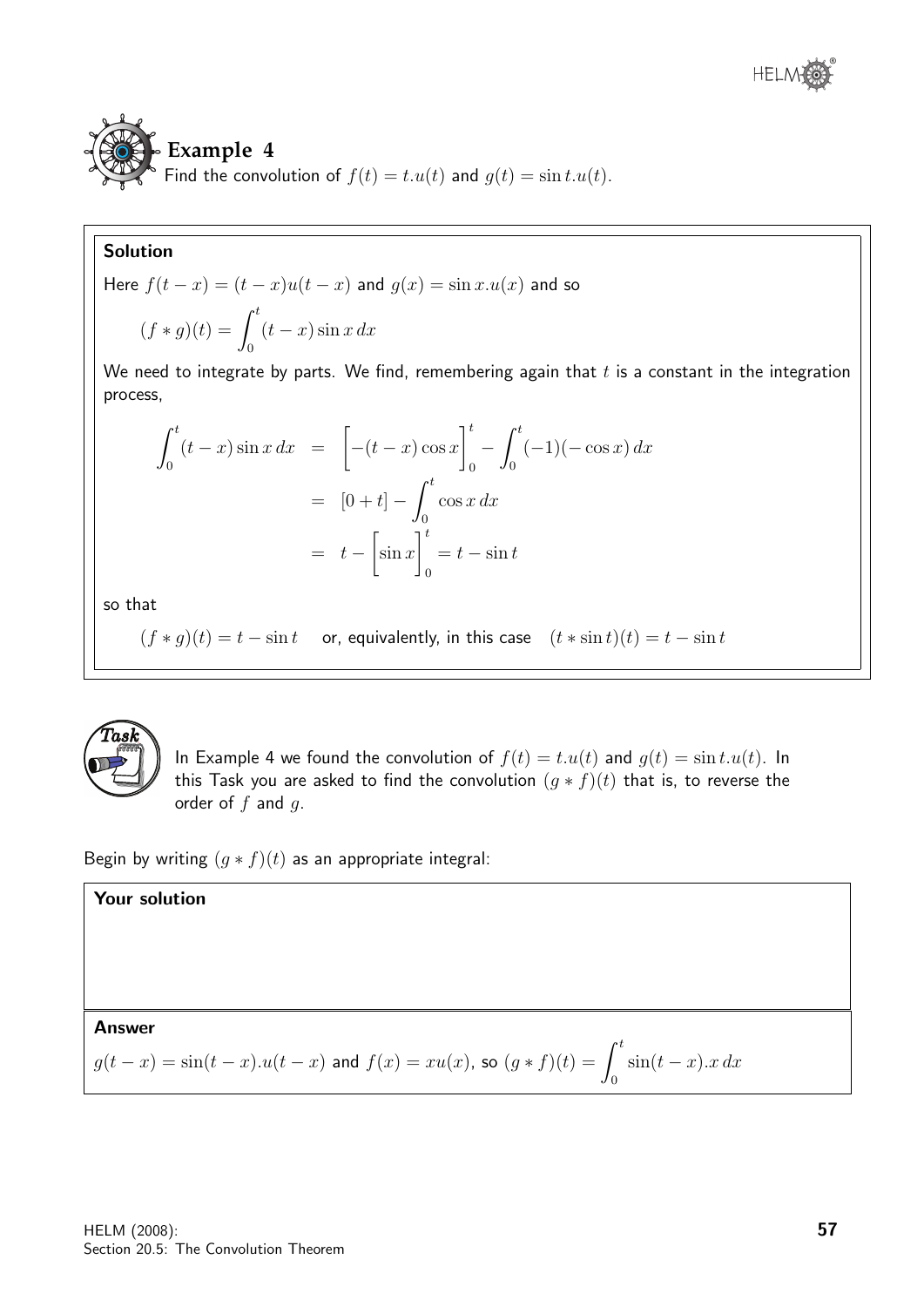## Example 4

Find the convolution of $f(t) = t.u(t)$ and $g(t) = \sin t.u(t)$.

**Solution**

Here $f(t-x) = (t-x)u(t-x)$ and $g(x) = \sin x.u(x)$ and so

$$(f * g)(t) = \int_0^t (t-x)\sin x\, dx$$

We need to integrate by parts. We find, remembering again that $t$ is a constant in the integration process,

$$\begin{aligned} \int_0^t (t-x)\sin x\, dx &= \left[-(t-x)\cos x\right]_0^t - \int_0^t (-1)(-\cos x)\, dx \\ &= [0+t] - \int_0^t \cos x\, dx \\ &= t - \left[\sin x\right]_0^t = t - \sin t \end{aligned}$$

so that

$$(f * g)(t) = t - \sin t \quad \text{or, equivalently, in this case} \quad (t * \sin t)(t) = t - \sin t$$

**Task**

In Example 4 we found the convolution of $f(t) = t.u(t)$ and $g(t) = \sin t.u(t)$. In this Task you are asked to find the convolution $(g * f)(t)$ that is, to reverse the order of $f$ and $g$.

Begin by writing $(g * f)(t)$ as an appropriate integral:

**Your solution**

**Answer**

$g(t-x) = \sin(t-x).u(t-x)$ and $f(x) = xu(x)$, so $(g * f)(t) = \displaystyle\int_0^t \sin(t-x).x\, dx$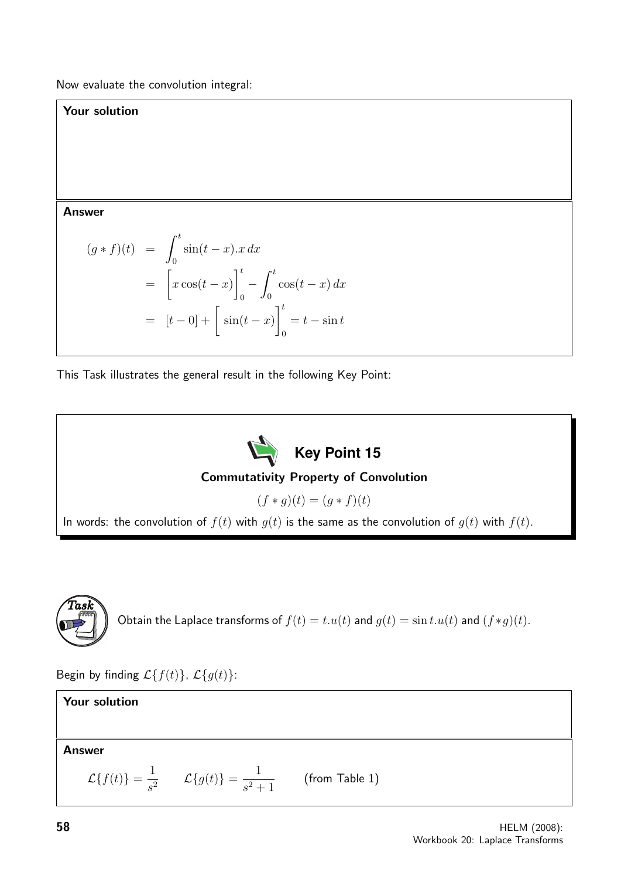Now evaluate the convolution integral:

**Your solution**

**Answer**

$$
\begin{aligned}
(g * f)(t) &= \int_0^t \sin(t-x).x\,dx \\
&= \Big[x\cos(t-x)\Big]_0^t - \int_0^t \cos(t-x)\,dx \\
&= [t-0] + \Big[\sin(t-x)\Big]_0^t = t - \sin t
\end{aligned}
$$

This Task illustrates the general result in the following Key Point:

**Key Point 15**

**Commutativity Property of Convolution**

$$(f * g)(t) = (g * f)(t)$$

In words: the convolution of $f(t)$ with $g(t)$ is the same as the convolution of $g(t)$ with $f(t)$.

**Task**

Obtain the Laplace transforms of $f(t) = t.u(t)$ and $g(t) = \sin t.u(t)$ and $(f*g)(t)$.

Begin by finding $\mathcal{L}\{f(t)\}$, $\mathcal{L}\{g(t)\}$:

**Your solution**

**Answer**

$\mathcal{L}\{f(t)\} = \dfrac{1}{s^2} \qquad \mathcal{L}\{g(t)\} = \dfrac{1}{s^2+1} \qquad$ (from Table 1)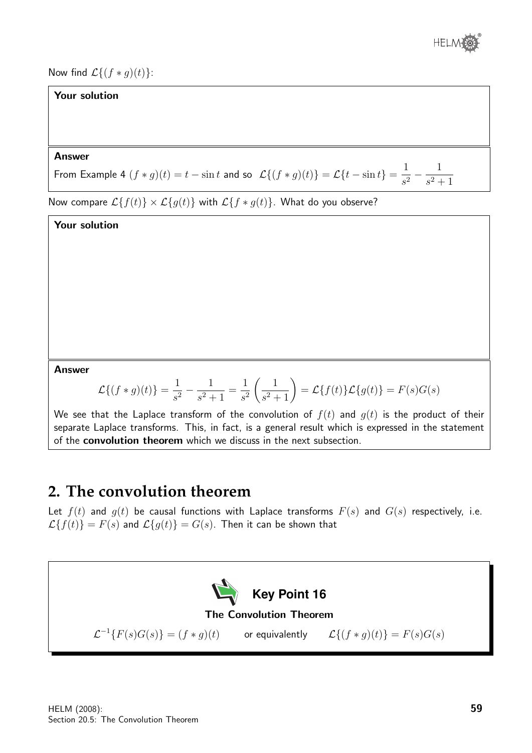Now find $\mathcal{L}\{(f*g)(t)\}$:

**Your solution**

**Answer**

From Example 4 $(f*g)(t) = t - \sin t$ and so $\mathcal{L}\{(f*g)(t)\} = \mathcal{L}\{t - \sin t\} = \dfrac{1}{s^2} - \dfrac{1}{s^2+1}$

Now compare $\mathcal{L}\{f(t)\} \times \mathcal{L}\{g(t)\}$ with $\mathcal{L}\{f*g(t)\}$. What do you observe?

**Your solution**

**Answer**

$$\mathcal{L}\{(f*g)(t)\} = \frac{1}{s^2} - \frac{1}{s^2+1} = \frac{1}{s^2}\left(\frac{1}{s^2+1}\right) = \mathcal{L}\{f(t)\}\mathcal{L}\{g(t)\} = F(s)G(s)$$

We see that the Laplace transform of the convolution of $f(t)$ and $g(t)$ is the product of their separate Laplace transforms. This, in fact, is a general result which is expressed in the statement of the **convolution theorem** which we discuss in the next subsection.

## 2. The convolution theorem

Let $f(t)$ and $g(t)$ be causal functions with Laplace transforms $F(s)$ and $G(s)$ respectively, i.e. $\mathcal{L}\{f(t)\} = F(s)$ and $\mathcal{L}\{g(t)\} = G(s)$. Then it can be shown that

**Key Point 16**

**The Convolution Theorem**

$\mathcal{L}^{-1}\{F(s)G(s)\} = (f*g)(t)$ or equivalently $\mathcal{L}\{(f*g)(t)\} = F(s)G(s)$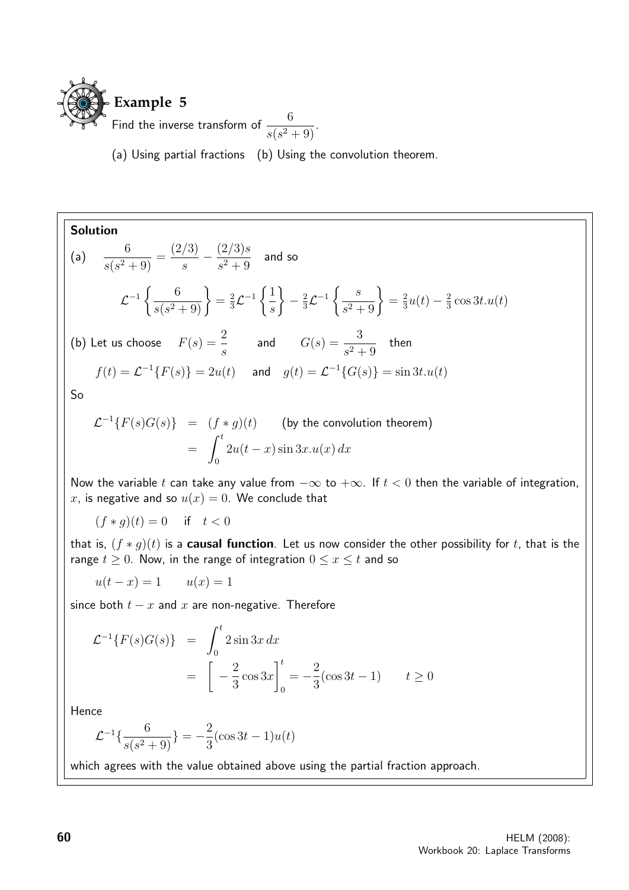## Example 5

Find the inverse transform of $\dfrac{6}{s(s^2+9)}$.

(a) Using partial fractions (b) Using the convolution theorem.

**Solution**

(a) $\dfrac{6}{s(s^2+9)} = \dfrac{(2/3)}{s} - \dfrac{(2/3)s}{s^2+9}$ and so

$$\mathcal{L}^{-1}\left\{\frac{6}{s(s^2+9)}\right\} = \tfrac{2}{3}\mathcal{L}^{-1}\left\{\frac{1}{s}\right\} - \tfrac{2}{3}\mathcal{L}^{-1}\left\{\frac{s}{s^2+9}\right\} = \tfrac{2}{3}u(t) - \tfrac{2}{3}\cos 3t.u(t)$$

(b) Let us choose $F(s) = \dfrac{2}{s}$ and $G(s) = \dfrac{3}{s^2+9}$ then

$$f(t) = \mathcal{L}^{-1}\{F(s)\} = 2u(t) \quad \text{and} \quad g(t) = \mathcal{L}^{-1}\{G(s)\} = \sin 3t.u(t)$$

So

$$\begin{aligned}
\mathcal{L}^{-1}\{F(s)G(s)\} &= (f*g)(t) \qquad \text{(by the convolution theorem)} \\
&= \int_0^t 2u(t-x)\sin 3x.u(x)\,dx
\end{aligned}$$

Now the variable $t$ can take any value from $-\infty$ to $+\infty$. If $t<0$ then the variable of integration, $x$, is negative and so $u(x) = 0$. We conclude that

$$(f*g)(t) = 0 \quad \text{if} \quad t<0$$

that is, $(f*g)(t)$ is a **causal function**. Let us now consider the other possibility for $t$, that is the range $t \geq 0$. Now, in the range of integration $0 \leq x \leq t$ and so

$$u(t-x) = 1 \qquad u(x) = 1$$

since both $t-x$ and $x$ are non-negative. Therefore

$$\begin{aligned}
\mathcal{L}^{-1}\{F(s)G(s)\} &= \int_0^t 2\sin 3x\,dx \\
&= \left[-\frac{2}{3}\cos 3x\right]_0^t = -\frac{2}{3}(\cos 3t - 1) \qquad t \geq 0
\end{aligned}$$

Hence

$$\mathcal{L}^{-1}\left\{\frac{6}{s(s^2+9)}\right\} = -\frac{2}{3}(\cos 3t - 1)u(t)$$

which agrees with the value obtained above using the partial fraction approach.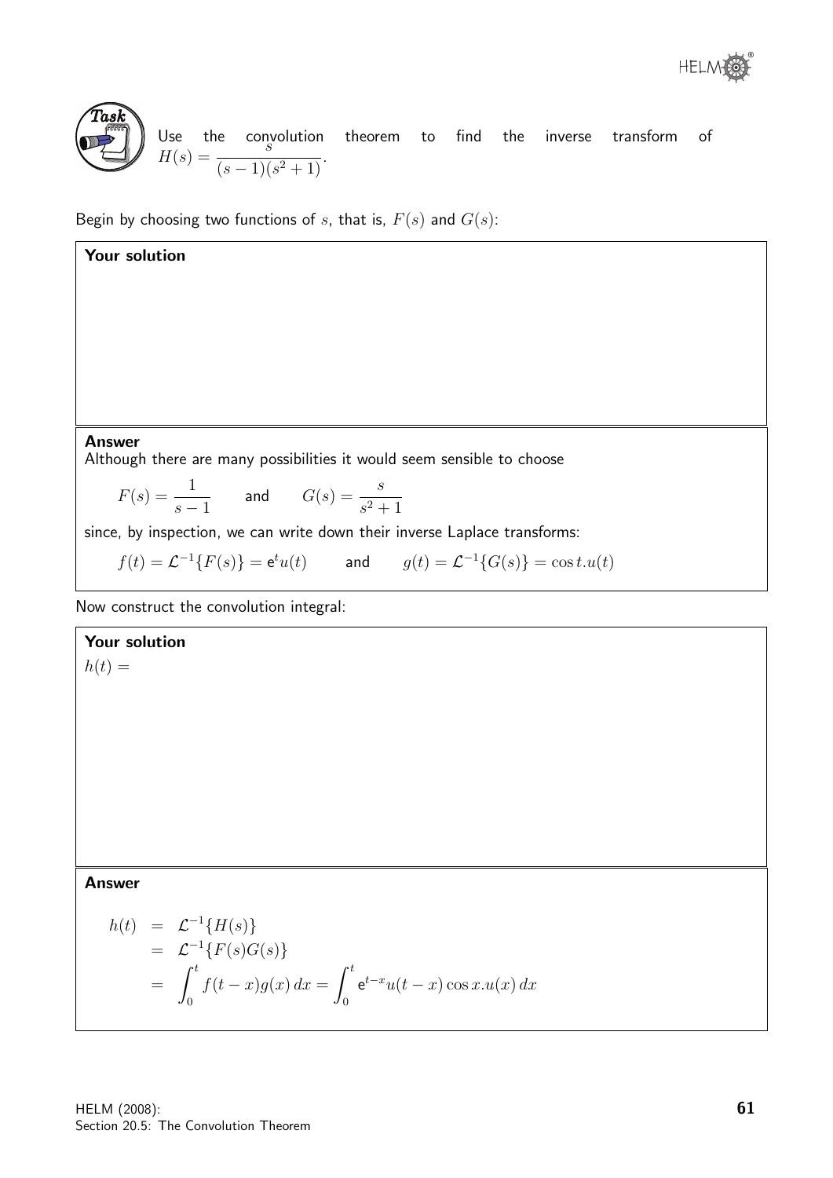**Task**

Use the convolution theorem to find the inverse transform of $H(s) = \dfrac{s}{(s-1)(s^2+1)}$.

Begin by choosing two functions of $s$, that is, $F(s)$ and $G(s)$:

**Your solution**

**Answer**

Although there are many possibilities it would seem sensible to choose

$$F(s) = \frac{1}{s-1} \qquad \text{and} \qquad G(s) = \frac{s}{s^2+1}$$

since, by inspection, we can write down their inverse Laplace transforms:

$$f(t) = \mathcal{L}^{-1}\{F(s)\} = \mathsf{e}^t u(t) \qquad \text{and} \qquad g(t) = \mathcal{L}^{-1}\{G(s)\} = \cos t.u(t)$$

Now construct the convolution integral:

**Your solution**

$h(t) =$

**Answer**

$$\begin{aligned}
h(t) &= \mathcal{L}^{-1}\{H(s)\} \\
&= \mathcal{L}^{-1}\{F(s)G(s)\} \\
&= \int_0^t f(t-x)g(x)\,dx = \int_0^t \mathsf{e}^{t-x}u(t-x)\cos x.u(x)\,dx
\end{aligned}$$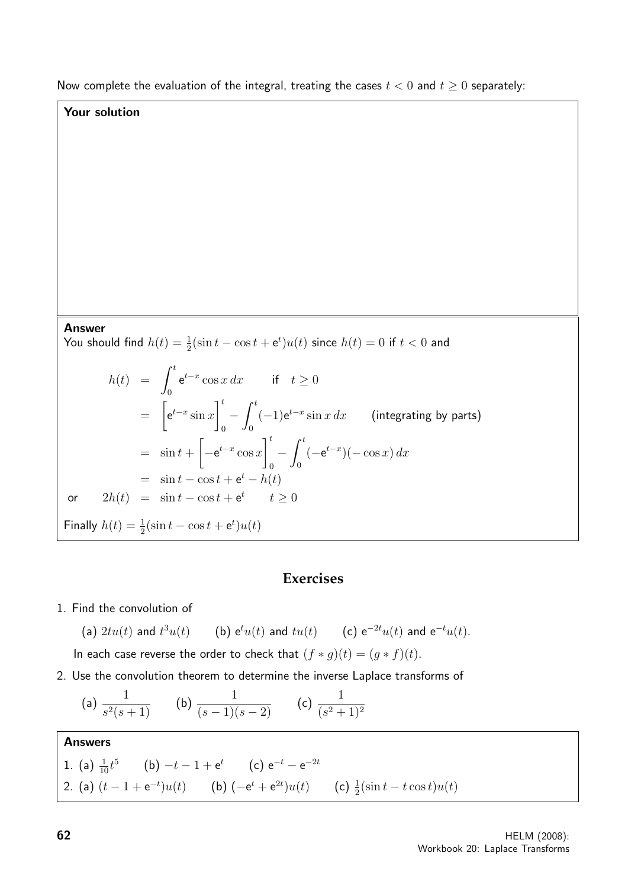Now complete the evaluation of the integral, treating the cases $t < 0$ and $t \geq 0$ separately:

**Your solution**

**Answer**

You should find $h(t) = \frac{1}{2}(\sin t - \cos t + \mathrm{e}^t)u(t)$ since $h(t) = 0$ if $t < 0$ and

$$
\begin{aligned}
h(t) &= \int_0^t \mathrm{e}^{t-x} \cos x \, dx \qquad \text{if} \quad t \geq 0 \\
&= \left[\mathrm{e}^{t-x} \sin x\right]_0^t - \int_0^t (-1)\mathrm{e}^{t-x} \sin x \, dx \qquad \text{(integrating by parts)} \\
&= \sin t + \left[-\mathrm{e}^{t-x} \cos x\right]_0^t - \int_0^t (-\mathrm{e}^{t-x})(-\cos x) \, dx \\
&= \sin t - \cos t + \mathrm{e}^t - h(t)
\end{aligned}
$$

or $\quad 2h(t) = \sin t - \cos t + \mathrm{e}^t \qquad t \geq 0$

Finally $h(t) = \frac{1}{2}(\sin t - \cos t + \mathrm{e}^t)u(t)$

## Exercises

1. Find the convolution of

   (a) $2tu(t)$ and $t^3u(t)$ (b) $\mathrm{e}^tu(t)$ and $tu(t)$ (c) $\mathrm{e}^{-2t}u(t)$ and $\mathrm{e}^{-t}u(t)$.

   In each case reverse the order to check that $(f * g)(t) = (g * f)(t)$.

2. Use the convolution theorem to determine the inverse Laplace transforms of

   (a) $\dfrac{1}{s^2(s+1)}$ (b) $\dfrac{1}{(s-1)(s-2)}$ (c) $\dfrac{1}{(s^2+1)^2}$

**Answers**

1. (a) $\frac{1}{10}t^5$ (b) $-t - 1 + \mathrm{e}^t$ (c) $\mathrm{e}^{-t} - \mathrm{e}^{-2t}$

2. (a) $(t - 1 + \mathrm{e}^{-t})u(t)$ (b) $(-\mathrm{e}^t + \mathrm{e}^{2t})u(t)$ (c) $\frac{1}{2}(\sin t - t\cos t)u(t)$